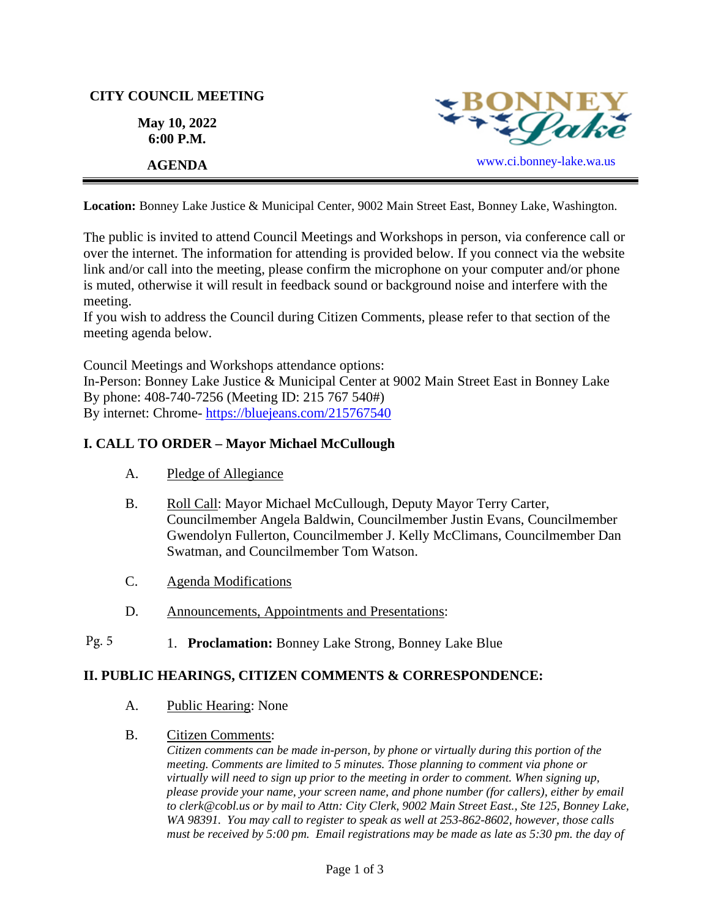**CITY COUNCIL MEETING**

**May 10, 2022**
**6:00 P.M.**

**AGENDA**

BONNEY Lake

www.ci.bonney-lake.wa.us

---

**Location:** Bonney Lake Justice & Municipal Center, 9002 Main Street East, Bonney Lake, Washington.

The public is invited to attend Council Meetings and Workshops in person, via conference call or over the internet. The information for attending is provided below. If you connect via the website link and/or call into the meeting, please confirm the microphone on your computer and/or phone is muted, otherwise it will result in feedback sound or background noise and interfere with the meeting.
If you wish to address the Council during Citizen Comments, please refer to that section of the meeting agenda below.

Council Meetings and Workshops attendance options:
In-Person: Bonney Lake Justice & Municipal Center at 9002 Main Street East in Bonney Lake
By phone: 408-740-7256 (Meeting ID: 215 767 540#)
By internet: Chrome- https://bluejeans.com/215767540

## I. CALL TO ORDER – Mayor Michael McCullough

A. Pledge of Allegiance

B. Roll Call: Mayor Michael McCullough, Deputy Mayor Terry Carter, Councilmember Angela Baldwin, Councilmember Justin Evans, Councilmember Gwendolyn Fullerton, Councilmember J. Kelly McClimans, Councilmember Dan Swatman, and Councilmember Tom Watson.

C. Agenda Modifications

D. Announcements, Appointments and Presentations:

Pg. 5 1. **Proclamation:** Bonney Lake Strong, Bonney Lake Blue

## II. PUBLIC HEARINGS, CITIZEN COMMENTS & CORRESPONDENCE:

A. Public Hearing: None

B. Citizen Comments:
*Citizen comments can be made in-person, by phone or virtually during this portion of the meeting. Comments are limited to 5 minutes. Those planning to comment via phone or virtually will need to sign up prior to the meeting in order to comment. When signing up, please provide your name, your screen name, and phone number (for callers), either by email to clerk@cobl.us or by mail to Attn: City Clerk, 9002 Main Street East., Ste 125, Bonney Lake, WA 98391. You may call to register to speak as well at 253-862-8602, however, those calls must be received by 5:00 pm. Email registrations may be made as late as 5:30 pm. the day of*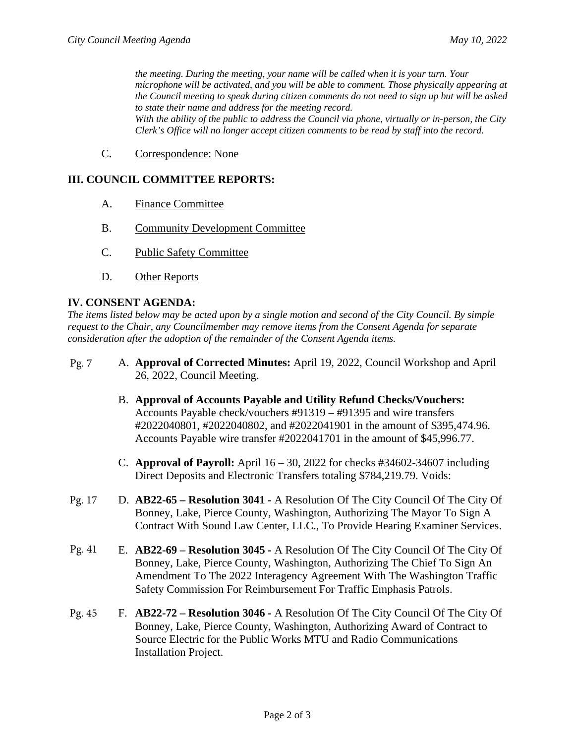*the meeting. During the meeting, your name will be called when it is your turn. Your microphone will be activated, and you will be able to comment. Those physically appearing at the Council meeting to speak during citizen comments do not need to sign up but will be asked to state their name and address for the meeting record.*
*With the ability of the public to address the Council via phone, virtually or in-person, the City Clerk's Office will no longer accept citizen comments to be read by staff into the record.*

C. Correspondence: None

## III. COUNCIL COMMITTEE REPORTS:

A. Finance Committee

B. Community Development Committee

C. Public Safety Committee

D. Other Reports

## IV. CONSENT AGENDA:

*The items listed below may be acted upon by a single motion and second of the City Council. By simple request to the Chair, any Councilmember may remove items from the Consent Agenda for separate consideration after the adoption of the remainder of the Consent Agenda items.*

Pg. 7 A. **Approval of Corrected Minutes:** April 19, 2022, Council Workshop and April 26, 2022, Council Meeting.

B. **Approval of Accounts Payable and Utility Refund Checks/Vouchers:** Accounts Payable check/vouchers #91319 – #91395 and wire transfers #2022040801, #2022040802, and #2022041901 in the amount of $395,474.96. Accounts Payable wire transfer #2022041701 in the amount of $45,996.77.

C. **Approval of Payroll:** April 16 – 30, 2022 for checks #34602-34607 including Direct Deposits and Electronic Transfers totaling $784,219.79. Voids:

Pg. 17 D. **AB22-65 – Resolution 3041 -** A Resolution Of The City Council Of The City Of Bonney, Lake, Pierce County, Washington, Authorizing The Mayor To Sign A Contract With Sound Law Center, LLC., To Provide Hearing Examiner Services.

Pg. 41 E. **AB22-69 – Resolution 3045 -** A Resolution Of The City Council Of The City Of Bonney, Lake, Pierce County, Washington, Authorizing The Chief To Sign An Amendment To The 2022 Interagency Agreement With The Washington Traffic Safety Commission For Reimbursement For Traffic Emphasis Patrols.

Pg. 45 F. **AB22-72 – Resolution 3046 -** A Resolution Of The City Council Of The City Of Bonney, Lake, Pierce County, Washington, Authorizing Award of Contract to Source Electric for the Public Works MTU and Radio Communications Installation Project.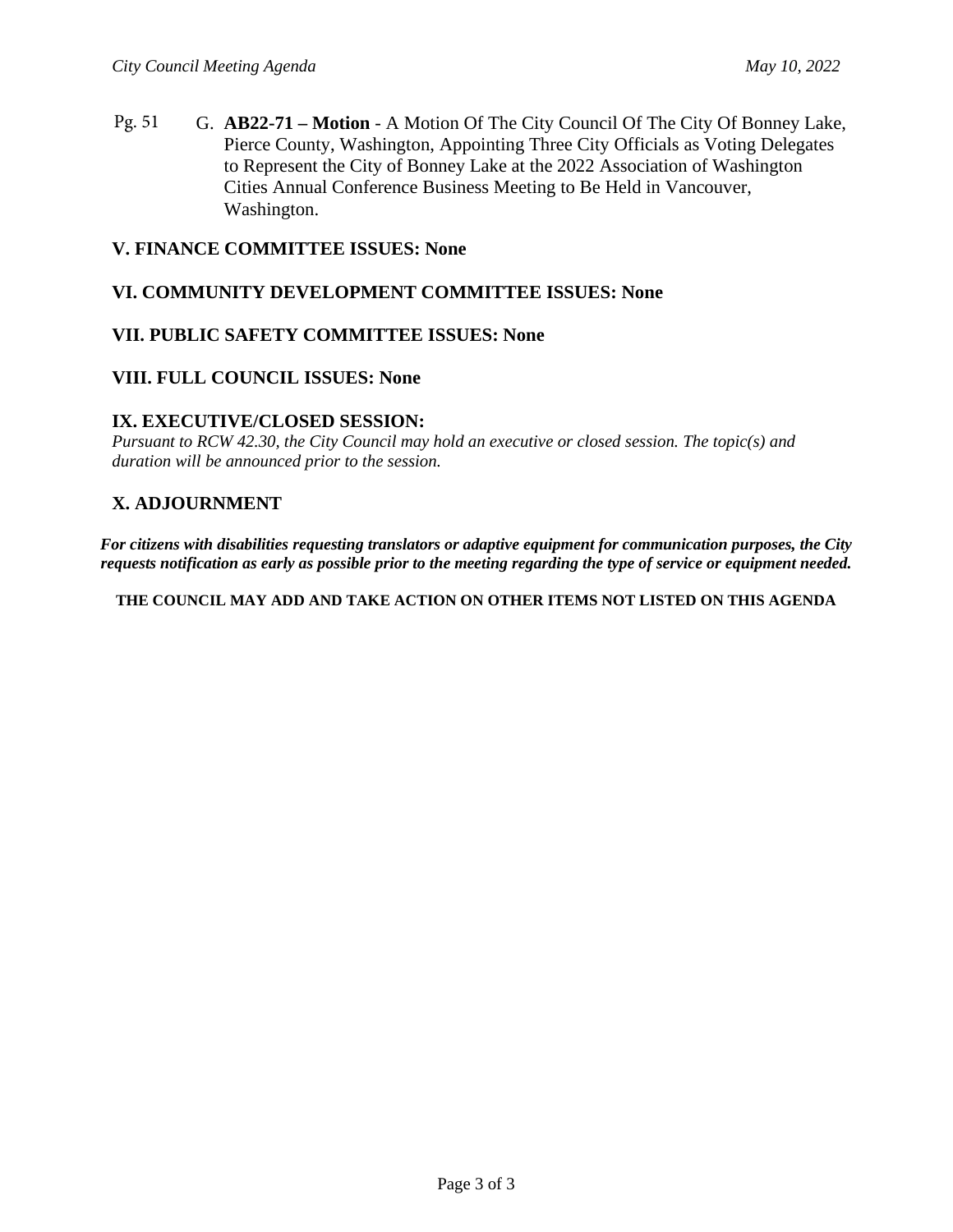Pg. 51 G. **AB22-71 – Motion** - A Motion Of The City Council Of The City Of Bonney Lake, Pierce County, Washington, Appointing Three City Officials as Voting Delegates to Represent the City of Bonney Lake at the 2022 Association of Washington Cities Annual Conference Business Meeting to Be Held in Vancouver, Washington.

## V. FINANCE COMMITTEE ISSUES: None

## VI. COMMUNITY DEVELOPMENT COMMITTEE ISSUES: None

## VII. PUBLIC SAFETY COMMITTEE ISSUES: None

## VIII. FULL COUNCIL ISSUES: None

## IX. EXECUTIVE/CLOSED SESSION:

*Pursuant to RCW 42.30, the City Council may hold an executive or closed session. The topic(s) and duration will be announced prior to the session.*

## X. ADJOURNMENT

***For citizens with disabilities requesting translators or adaptive equipment for communication purposes, the City requests notification as early as possible prior to the meeting regarding the type of service or equipment needed.***

**THE COUNCIL MAY ADD AND TAKE ACTION ON OTHER ITEMS NOT LISTED ON THIS AGENDA**